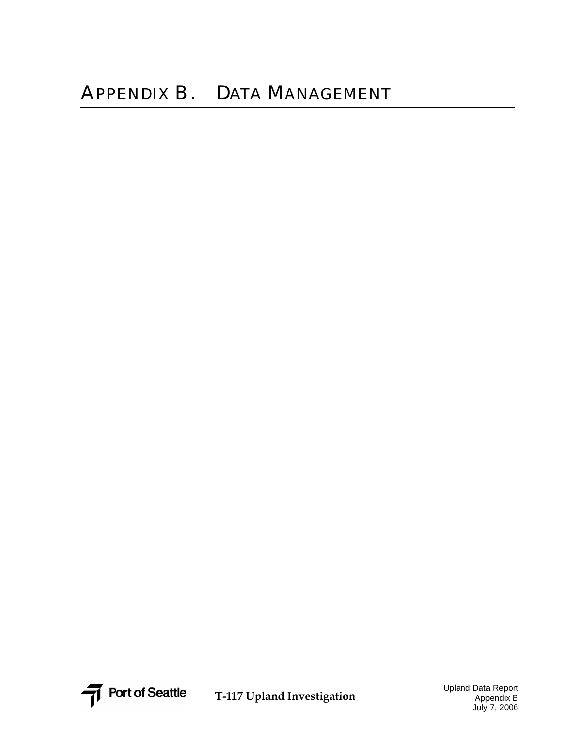# APPENDIX B. DATA MANAGEMENT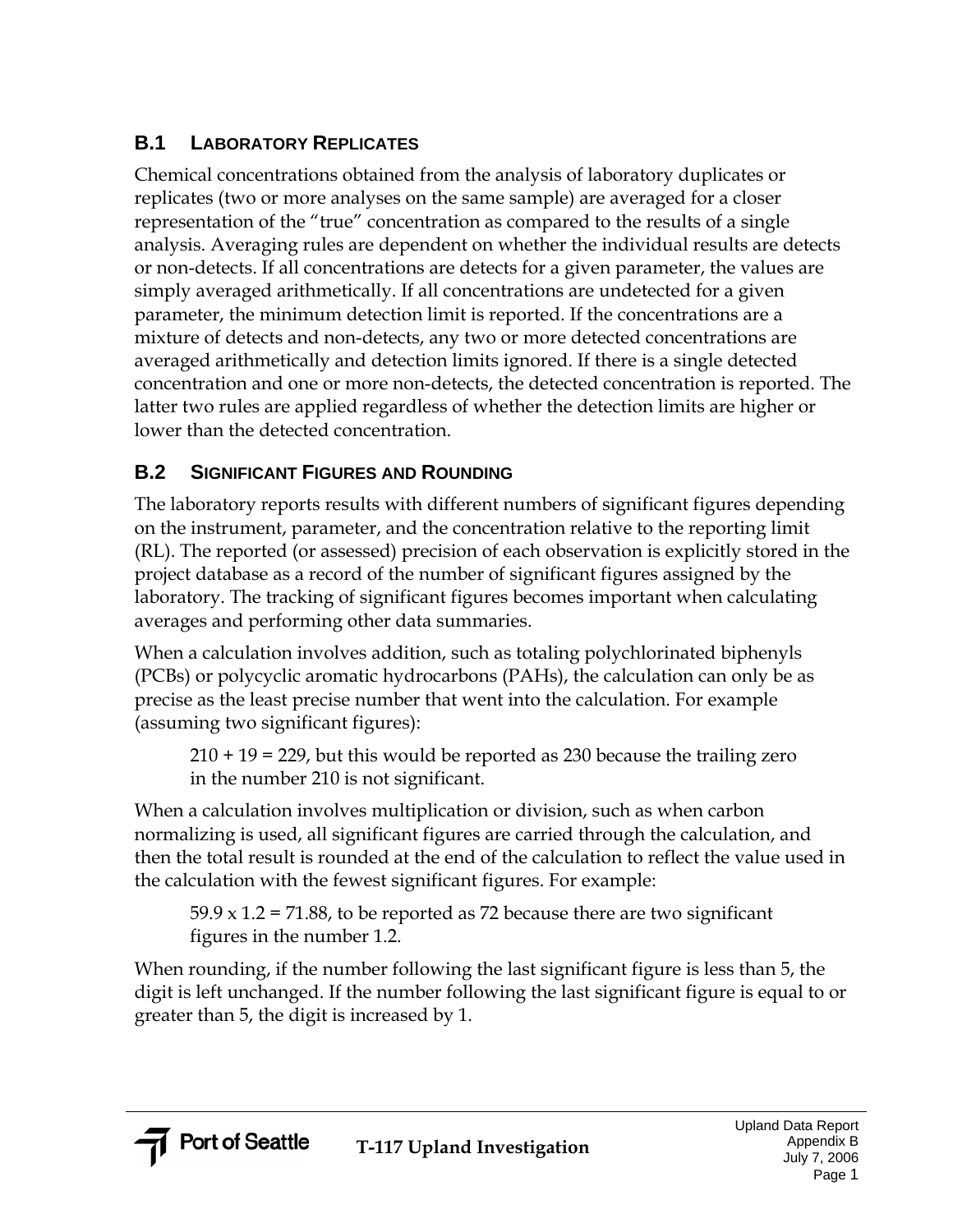## B.1 LABORATORY REPLICATES

Chemical concentrations obtained from the analysis of laboratory duplicates or replicates (two or more analyses on the same sample) are averaged for a closer representation of the "true" concentration as compared to the results of a single analysis. Averaging rules are dependent on whether the individual results are detects or non-detects. If all concentrations are detects for a given parameter, the values are simply averaged arithmetically. If all concentrations are undetected for a given parameter, the minimum detection limit is reported. If the concentrations are a mixture of detects and non-detects, any two or more detected concentrations are averaged arithmetically and detection limits ignored. If there is a single detected concentration and one or more non-detects, the detected concentration is reported. The latter two rules are applied regardless of whether the detection limits are higher or lower than the detected concentration.

## B.2 SIGNIFICANT FIGURES AND ROUNDING

The laboratory reports results with different numbers of significant figures depending on the instrument, parameter, and the concentration relative to the reporting limit (RL). The reported (or assessed) precision of each observation is explicitly stored in the project database as a record of the number of significant figures assigned by the laboratory. The tracking of significant figures becomes important when calculating averages and performing other data summaries.

When a calculation involves addition, such as totaling polychlorinated biphenyls (PCBs) or polycyclic aromatic hydrocarbons (PAHs), the calculation can only be as precise as the least precise number that went into the calculation. For example (assuming two significant figures):

> 210 + 19 = 229, but this would be reported as 230 because the trailing zero in the number 210 is not significant.

When a calculation involves multiplication or division, such as when carbon normalizing is used, all significant figures are carried through the calculation, and then the total result is rounded at the end of the calculation to reflect the value used in the calculation with the fewest significant figures. For example:

> 59.9 x 1.2 = 71.88, to be reported as 72 because there are two significant figures in the number 1.2.

When rounding, if the number following the last significant figure is less than 5, the digit is left unchanged. If the number following the last significant figure is equal to or greater than 5, the digit is increased by 1.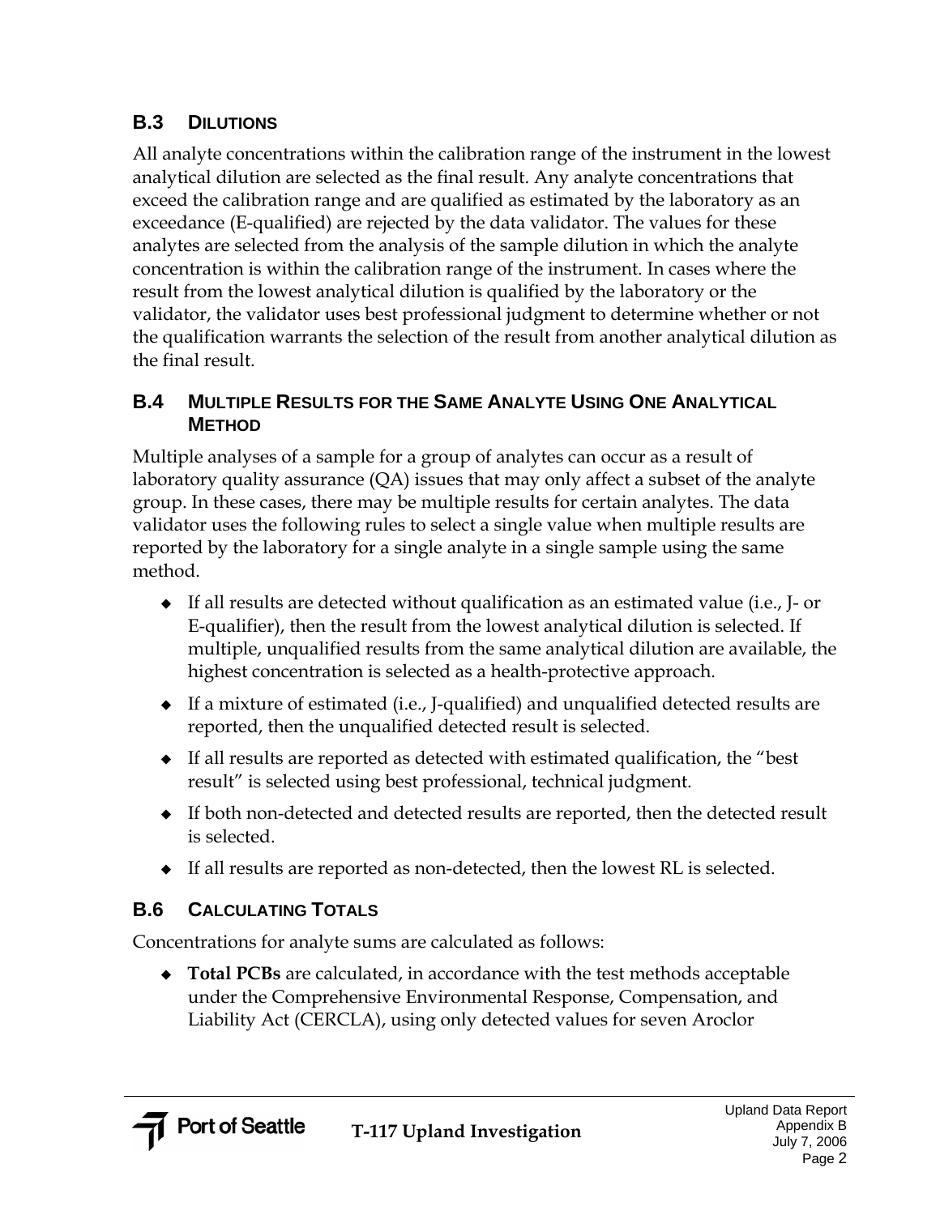## B.3 Dilutions

All analyte concentrations within the calibration range of the instrument in the lowest analytical dilution are selected as the final result. Any analyte concentrations that exceed the calibration range and are qualified as estimated by the laboratory as an exceedance (E-qualified) are rejected by the data validator. The values for these analytes are selected from the analysis of the sample dilution in which the analyte concentration is within the calibration range of the instrument. In cases where the result from the lowest analytical dilution is qualified by the laboratory or the validator, the validator uses best professional judgment to determine whether or not the qualification warrants the selection of the result from another analytical dilution as the final result.

## B.4 Multiple Results for the Same Analyte Using One Analytical Method

Multiple analyses of a sample for a group of analytes can occur as a result of laboratory quality assurance (QA) issues that may only affect a subset of the analyte group. In these cases, there may be multiple results for certain analytes. The data validator uses the following rules to select a single value when multiple results are reported by the laboratory for a single analyte in a single sample using the same method.

- If all results are detected without qualification as an estimated value (i.e., J- or E-qualifier), then the result from the lowest analytical dilution is selected. If multiple, unqualified results from the same analytical dilution are available, the highest concentration is selected as a health-protective approach.
- If a mixture of estimated (i.e., J-qualified) and unqualified detected results are reported, then the unqualified detected result is selected.
- If all results are reported as detected with estimated qualification, the "best result" is selected using best professional, technical judgment.
- If both non-detected and detected results are reported, then the detected result is selected.
- If all results are reported as non-detected, then the lowest RL is selected.

## B.6 Calculating Totals

Concentrations for analyte sums are calculated as follows:

- **Total PCBs** are calculated, in accordance with the test methods acceptable under the Comprehensive Environmental Response, Compensation, and Liability Act (CERCLA), using only detected values for seven Aroclor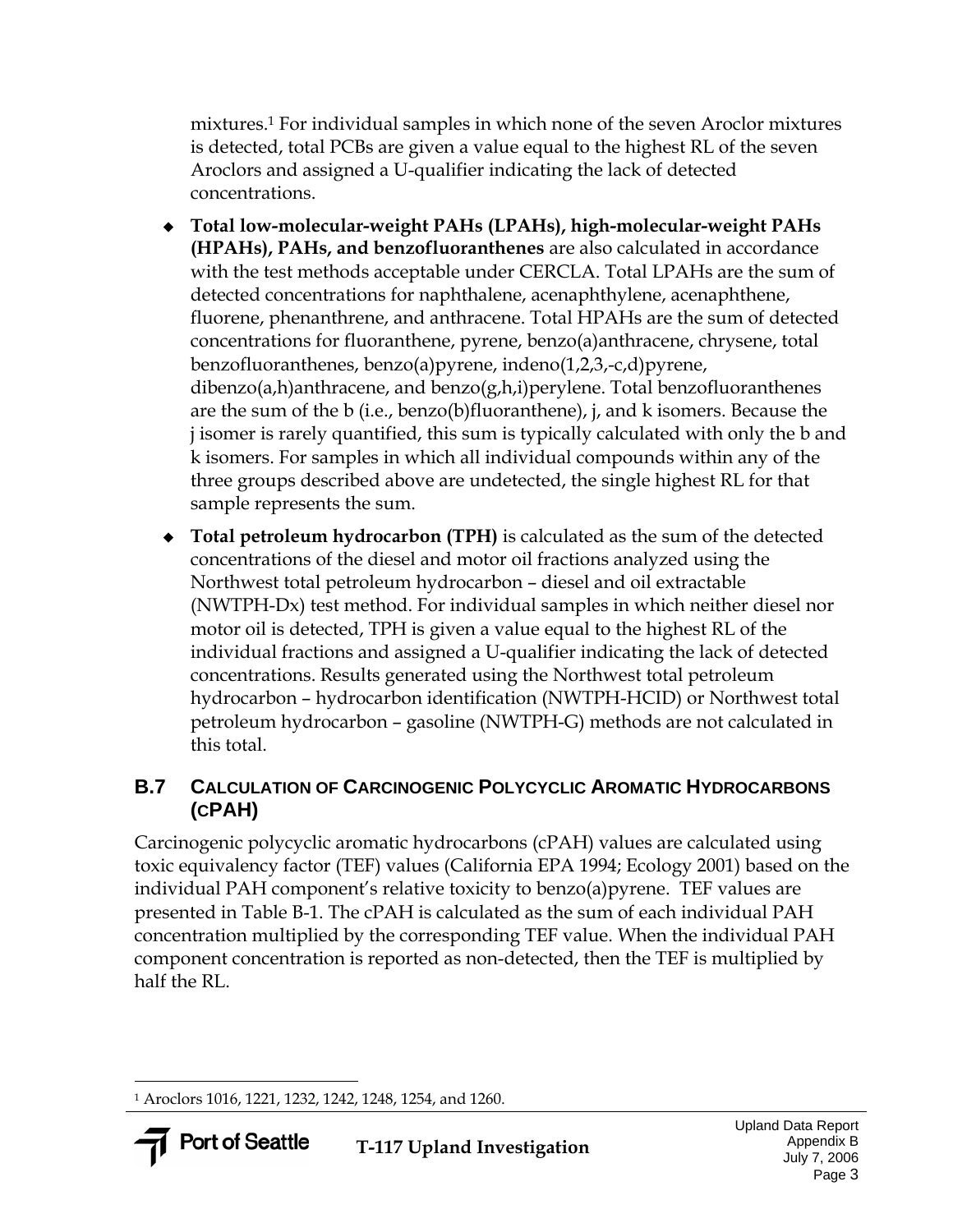mixtures.[1] For individual samples in which none of the seven Aroclor mixtures is detected, total PCBs are given a value equal to the highest RL of the seven Aroclors and assigned a U-qualifier indicating the lack of detected concentrations.

- **Total low-molecular-weight PAHs (LPAHs), high-molecular-weight PAHs (HPAHs), PAHs, and benzofluoranthenes** are also calculated in accordance with the test methods acceptable under CERCLA. Total LPAHs are the sum of detected concentrations for naphthalene, acenaphthylene, acenaphthene, fluorene, phenanthrene, and anthracene. Total HPAHs are the sum of detected concentrations for fluoranthene, pyrene, benzo(a)anthracene, chrysene, total benzofluoranthenes, benzo(a)pyrene, indeno(1,2,3,-c,d)pyrene, dibenzo(a,h)anthracene, and benzo(g,h,i)perylene. Total benzofluoranthenes are the sum of the b (i.e., benzo(b)fluoranthene), j, and k isomers. Because the j isomer is rarely quantified, this sum is typically calculated with only the b and k isomers. For samples in which all individual compounds within any of the three groups described above are undetected, the single highest RL for that sample represents the sum.
- **Total petroleum hydrocarbon (TPH)** is calculated as the sum of the detected concentrations of the diesel and motor oil fractions analyzed using the Northwest total petroleum hydrocarbon – diesel and oil extractable (NWTPH-Dx) test method. For individual samples in which neither diesel nor motor oil is detected, TPH is given a value equal to the highest RL of the individual fractions and assigned a U-qualifier indicating the lack of detected concentrations. Results generated using the Northwest total petroleum hydrocarbon – hydrocarbon identification (NWTPH-HCID) or Northwest total petroleum hydrocarbon – gasoline (NWTPH-G) methods are not calculated in this total.

## B.7 Calculation of Carcinogenic Polycyclic Aromatic Hydrocarbons (cPAH)

Carcinogenic polycyclic aromatic hydrocarbons (cPAH) values are calculated using toxic equivalency factor (TEF) values (California EPA 1994; Ecology 2001) based on the individual PAH component's relative toxicity to benzo(a)pyrene. TEF values are presented in Table B-1. The cPAH is calculated as the sum of each individual PAH concentration multiplied by the corresponding TEF value. When the individual PAH component concentration is reported as non-detected, then the TEF is multiplied by half the RL.

[1] Aroclors 1016, 1221, 1232, 1242, 1248, 1254, and 1260.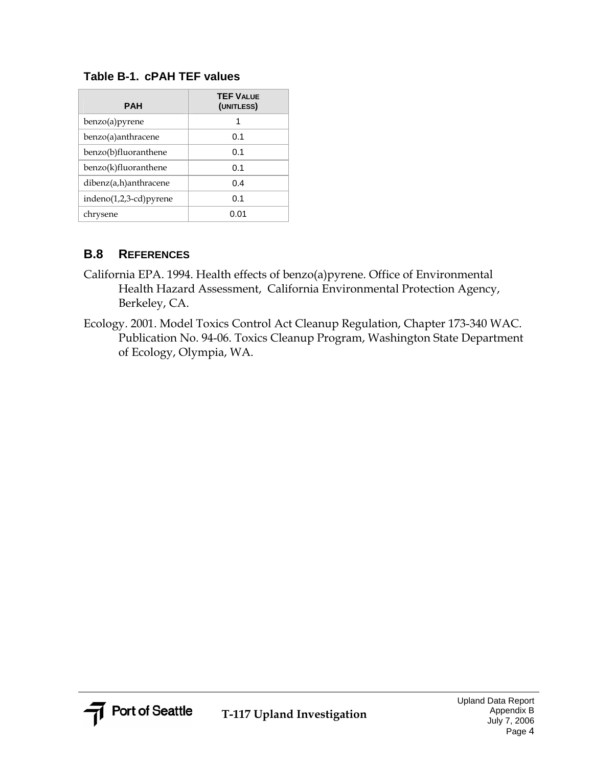**Table B-1. cPAH TEF values**

| PAH | TEF Value (unitless) |
|---|---|
| benzo(a)pyrene | 1 |
| benzo(a)anthracene | 0.1 |
| benzo(b)fluoranthene | 0.1 |
| benzo(k)fluoranthene | 0.1 |
| dibenz(a,h)anthracene | 0.4 |
| indeno(1,2,3-cd)pyrene | 0.1 |
| chrysene | 0.01 |

## B.8 References

California EPA. 1994. Health effects of benzo(a)pyrene. Office of Environmental Health Hazard Assessment, California Environmental Protection Agency, Berkeley, CA.

Ecology. 2001. Model Toxics Control Act Cleanup Regulation, Chapter 173-340 WAC. Publication No. 94-06. Toxics Cleanup Program, Washington State Department of Ecology, Olympia, WA.